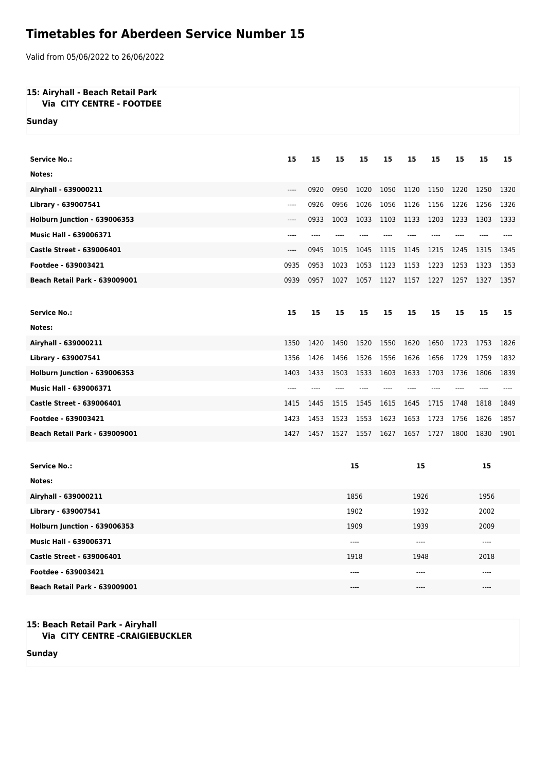# Timetables for Aberdeen Service Number 15

Valid from 05/06/2022 to 26/06/2022

**15: Airyhall - Beach Retail Park**
**Via CITY CENTRE - FOOTDEE**

**Sunday**

| Service No.: | 15 | 15 | 15 | 15 | 15 | 15 | 15 | 15 | 15 | 15 |
|---|---|---|---|---|---|---|---|---|---|---|
| Notes: | | | | | | | | | | |
| Airyhall - 639000211 | ---- | 0920 | 0950 | 1020 | 1050 | 1120 | 1150 | 1220 | 1250 | 1320 |
| Library - 639007541 | ---- | 0926 | 0956 | 1026 | 1056 | 1126 | 1156 | 1226 | 1256 | 1326 |
| Holburn Junction - 639006353 | ---- | 0933 | 1003 | 1033 | 1103 | 1133 | 1203 | 1233 | 1303 | 1333 |
| Music Hall - 639006371 | ---- | ---- | ---- | ---- | ---- | ---- | ---- | ---- | ---- | ---- |
| Castle Street - 639006401 | ---- | 0945 | 1015 | 1045 | 1115 | 1145 | 1215 | 1245 | 1315 | 1345 |
| Footdee - 639003421 | 0935 | 0953 | 1023 | 1053 | 1123 | 1153 | 1223 | 1253 | 1323 | 1353 |
| Beach Retail Park - 639009001 | 0939 | 0957 | 1027 | 1057 | 1127 | 1157 | 1227 | 1257 | 1327 | 1357 |

| Service No.: | 15 | 15 | 15 | 15 | 15 | 15 | 15 | 15 | 15 | 15 |
|---|---|---|---|---|---|---|---|---|---|---|
| Notes: | | | | | | | | | | |
| Airyhall - 639000211 | 1350 | 1420 | 1450 | 1520 | 1550 | 1620 | 1650 | 1723 | 1753 | 1826 |
| Library - 639007541 | 1356 | 1426 | 1456 | 1526 | 1556 | 1626 | 1656 | 1729 | 1759 | 1832 |
| Holburn Junction - 639006353 | 1403 | 1433 | 1503 | 1533 | 1603 | 1633 | 1703 | 1736 | 1806 | 1839 |
| Music Hall - 639006371 | ---- | ---- | ---- | ---- | ---- | ---- | ---- | ---- | ---- | ---- |
| Castle Street - 639006401 | 1415 | 1445 | 1515 | 1545 | 1615 | 1645 | 1715 | 1748 | 1818 | 1849 |
| Footdee - 639003421 | 1423 | 1453 | 1523 | 1553 | 1623 | 1653 | 1723 | 1756 | 1826 | 1857 |
| Beach Retail Park - 639009001 | 1427 | 1457 | 1527 | 1557 | 1627 | 1657 | 1727 | 1800 | 1830 | 1901 |

| Service No.: | 15 | 15 | 15 |
|---|---|---|---|
| Notes: | | | |
| Airyhall - 639000211 | 1856 | 1926 | 1956 |
| Library - 639007541 | 1902 | 1932 | 2002 |
| Holburn Junction - 639006353 | 1909 | 1939 | 2009 |
| Music Hall - 639006371 | ---- | ---- | ---- |
| Castle Street - 639006401 | 1918 | 1948 | 2018 |
| Footdee - 639003421 | ---- | ---- | ---- |
| Beach Retail Park - 639009001 | ---- | ---- | ---- |

**15: Beach Retail Park - Airyhall**
**Via CITY CENTRE -CRAIGIEBUCKLER**

**Sunday**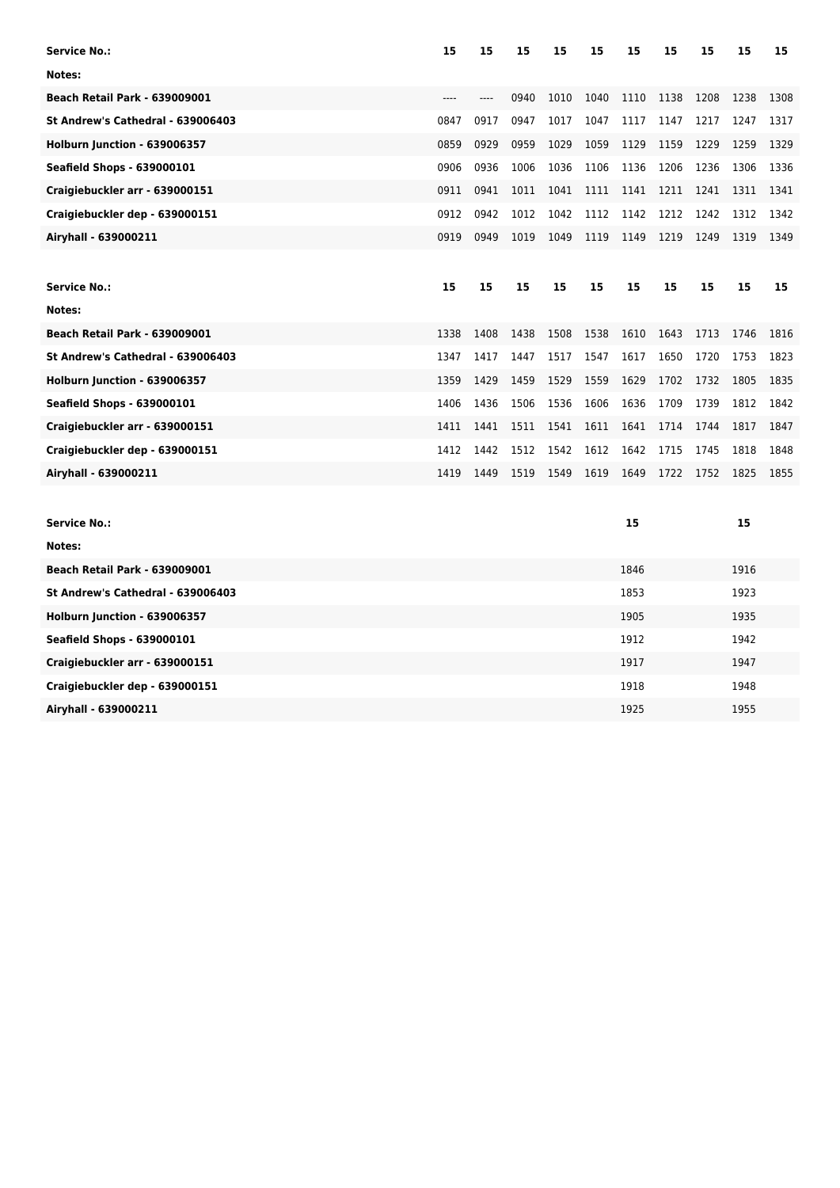| Service No.: | 15 | 15 | 15 | 15 | 15 | 15 | 15 | 15 | 15 | 15 |
|---|---|---|---|---|---|---|---|---|---|---|
| Notes: | | | | | | | | | | |
| Beach Retail Park - 639009001 | ---- | ---- | 0940 | 1010 | 1040 | 1110 | 1138 | 1208 | 1238 | 1308 |
| St Andrew's Cathedral - 639006403 | 0847 | 0917 | 0947 | 1017 | 1047 | 1117 | 1147 | 1217 | 1247 | 1317 |
| Holburn Junction - 639006357 | 0859 | 0929 | 0959 | 1029 | 1059 | 1129 | 1159 | 1229 | 1259 | 1329 |
| Seafield Shops - 639000101 | 0906 | 0936 | 1006 | 1036 | 1106 | 1136 | 1206 | 1236 | 1306 | 1336 |
| Craigiebuckler arr - 639000151 | 0911 | 0941 | 1011 | 1041 | 1111 | 1141 | 1211 | 1241 | 1311 | 1341 |
| Craigiebuckler dep - 639000151 | 0912 | 0942 | 1012 | 1042 | 1112 | 1142 | 1212 | 1242 | 1312 | 1342 |
| Airyhall - 639000211 | 0919 | 0949 | 1019 | 1049 | 1119 | 1149 | 1219 | 1249 | 1319 | 1349 |

| Service No.: | 15 | 15 | 15 | 15 | 15 | 15 | 15 | 15 | 15 | 15 |
|---|---|---|---|---|---|---|---|---|---|---|
| Notes: | | | | | | | | | | |
| Beach Retail Park - 639009001 | 1338 | 1408 | 1438 | 1508 | 1538 | 1610 | 1643 | 1713 | 1746 | 1816 |
| St Andrew's Cathedral - 639006403 | 1347 | 1417 | 1447 | 1517 | 1547 | 1617 | 1650 | 1720 | 1753 | 1823 |
| Holburn Junction - 639006357 | 1359 | 1429 | 1459 | 1529 | 1559 | 1629 | 1702 | 1732 | 1805 | 1835 |
| Seafield Shops - 639000101 | 1406 | 1436 | 1506 | 1536 | 1606 | 1636 | 1709 | 1739 | 1812 | 1842 |
| Craigiebuckler arr - 639000151 | 1411 | 1441 | 1511 | 1541 | 1611 | 1641 | 1714 | 1744 | 1817 | 1847 |
| Craigiebuckler dep - 639000151 | 1412 | 1442 | 1512 | 1542 | 1612 | 1642 | 1715 | 1745 | 1818 | 1848 |
| Airyhall - 639000211 | 1419 | 1449 | 1519 | 1549 | 1619 | 1649 | 1722 | 1752 | 1825 | 1855 |

| Service No.: | 15 | 15 |
|---|---|---|
| Notes: | | |
| Beach Retail Park - 639009001 | 1846 | 1916 |
| St Andrew's Cathedral - 639006403 | 1853 | 1923 |
| Holburn Junction - 639006357 | 1905 | 1935 |
| Seafield Shops - 639000101 | 1912 | 1942 |
| Craigiebuckler arr - 639000151 | 1917 | 1947 |
| Craigiebuckler dep - 639000151 | 1918 | 1948 |
| Airyhall - 639000211 | 1925 | 1955 |